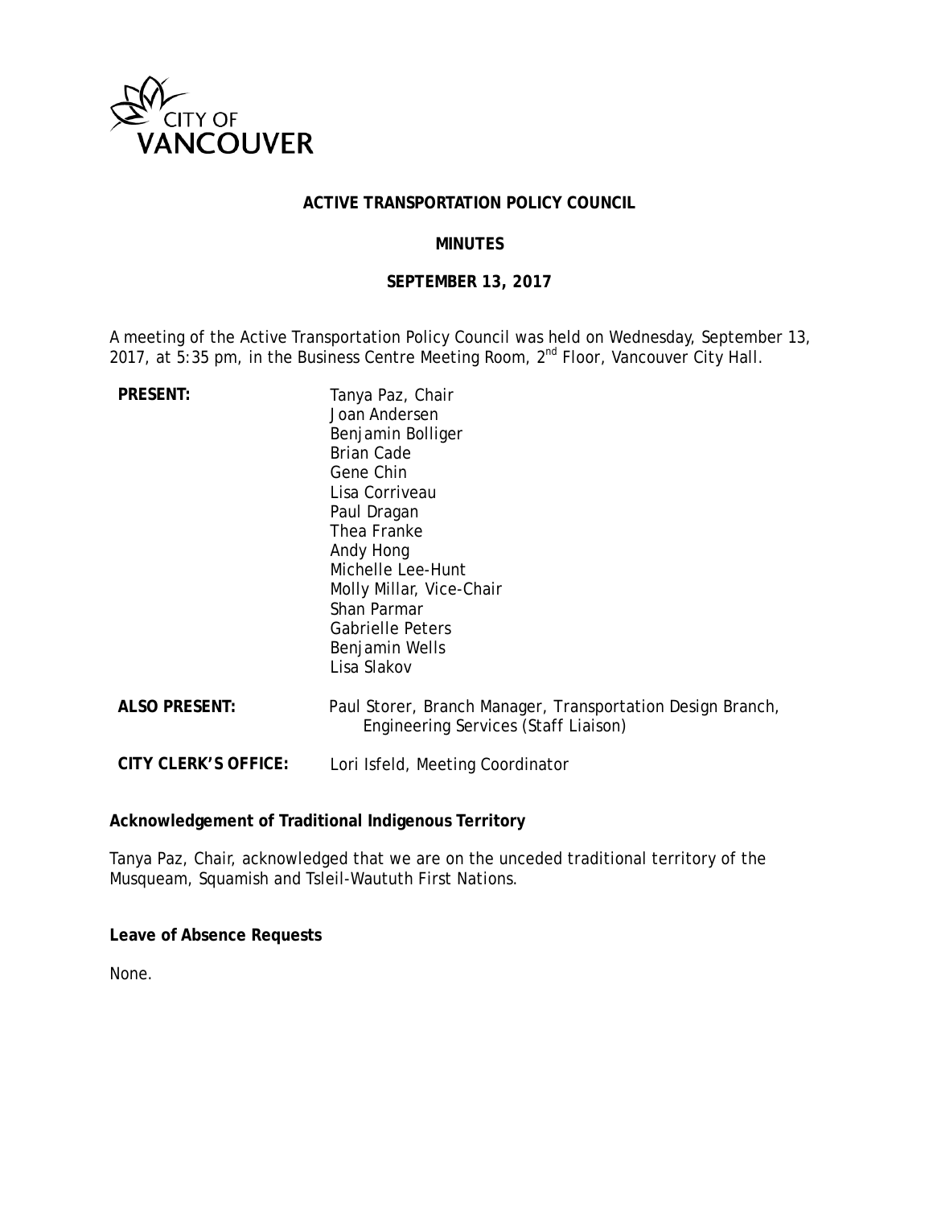CITY OF VANCOUVER

# ACTIVE TRANSPORTATION POLICY COUNCIL

## MINUTES

## SEPTEMBER 13, 2017

A meeting of the Active Transportation Policy Council was held on Wednesday, September 13, 2017, at 5:35 pm, in the Business Centre Meeting Room, 2nd Floor, Vancouver City Hall.

| | |
|---|---|
| **PRESENT:** | Tanya Paz, Chair<br>Joan Andersen<br>Benjamin Bolliger<br>Brian Cade<br>Gene Chin<br>Lisa Corriveau<br>Paul Dragan<br>Thea Franke<br>Andy Hong<br>Michelle Lee-Hunt<br>Molly Millar, Vice-Chair<br>Shan Parmar<br>Gabrielle Peters<br>Benjamin Wells<br>Lisa Slakov |
| **ALSO PRESENT:** | Paul Storer, Branch Manager, Transportation Design Branch, Engineering Services (Staff Liaison) |
| **CITY CLERK'S OFFICE:** | Lori Isfeld, Meeting Coordinator |

**Acknowledgement of Traditional Indigenous Territory**

Tanya Paz, Chair, acknowledged that we are on the unceded traditional territory of the Musqueam, Squamish and Tsleil-Waututh First Nations.

**Leave of Absence Requests**

None.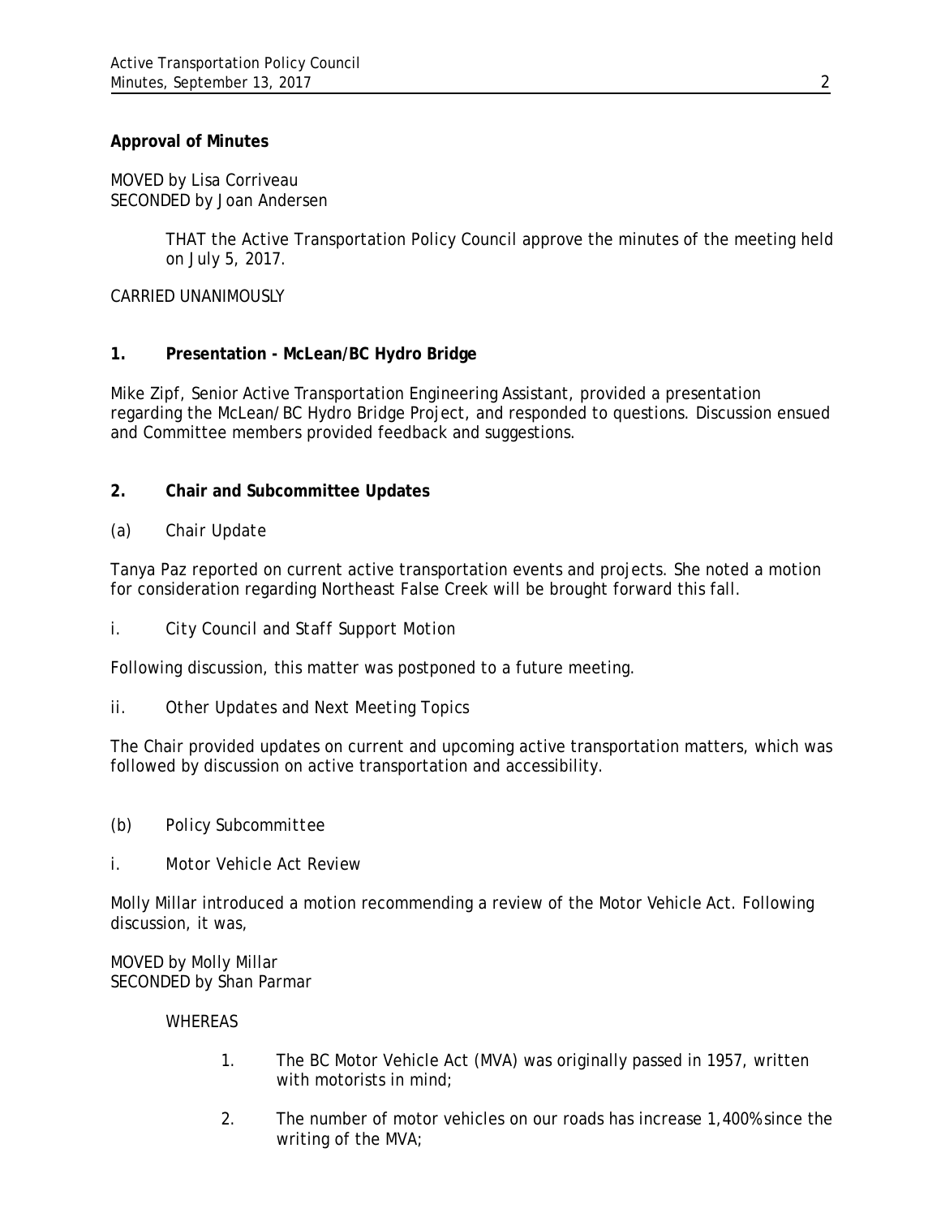**Approval of Minutes**

MOVED by Lisa Corriveau
SECONDED by Joan Andersen

> THAT the Active Transportation Policy Council approve the minutes of the meeting held on July 5, 2017.

CARRIED UNANIMOUSLY

## 1. Presentation - McLean/BC Hydro Bridge

Mike Zipf, Senior Active Transportation Engineering Assistant, provided a presentation regarding the McLean/BC Hydro Bridge Project, and responded to questions. Discussion ensued and Committee members provided feedback and suggestions.

## 2. Chair and Subcommittee Updates

*(a) Chair Update*

Tanya Paz reported on current active transportation events and projects. She noted a motion for consideration regarding Northeast False Creek will be brought forward this fall.

*i. City Council and Staff Support Motion*

Following discussion, this matter was postponed to a future meeting.

*ii. Other Updates and Next Meeting Topics*

The Chair provided updates on current and upcoming active transportation matters, which was followed by discussion on active transportation and accessibility.

*(b) Policy Subcommittee*

*i. Motor Vehicle Act Review*

Molly Millar introduced a motion recommending a review of the Motor Vehicle Act. Following discussion, it was,

MOVED by Molly Millar
SECONDED by Shan Parmar

> WHEREAS
>
> 1. The BC Motor Vehicle Act (MVA) was originally passed in 1957, written with motorists in mind;
>
> 2. The number of motor vehicles on our roads has increase 1,400% since the writing of the MVA;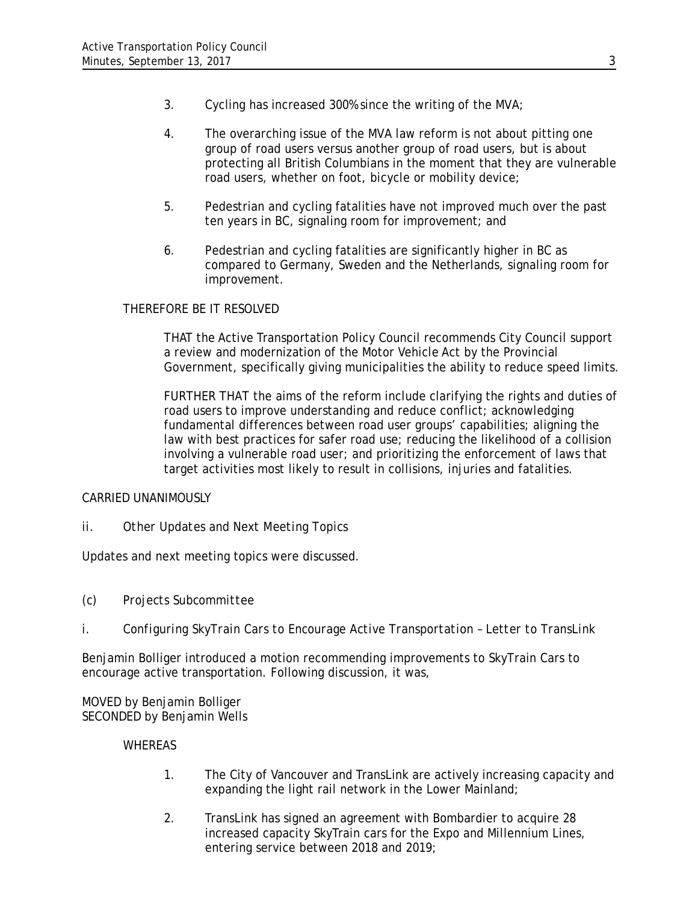3. Cycling has increased 300% since the writing of the MVA;

4. The overarching issue of the MVA law reform is not about pitting one group of road users versus another group of road users, but is about protecting all British Columbians in the moment that they are vulnerable road users, whether on foot, bicycle or mobility device;

5. Pedestrian and cycling fatalities have not improved much over the past ten years in BC, signaling room for improvement; and

6. Pedestrian and cycling fatalities are significantly higher in BC as compared to Germany, Sweden and the Netherlands, signaling room for improvement.

THEREFORE BE IT RESOLVED

THAT the Active Transportation Policy Council recommends City Council support a review and modernization of the Motor Vehicle Act by the Provincial Government, specifically giving municipalities the ability to reduce speed limits.

FURTHER THAT the aims of the reform include clarifying the rights and duties of road users to improve understanding and reduce conflict; acknowledging fundamental differences between road user groups' capabilities; aligning the law with best practices for safer road use; reducing the likelihood of a collision involving a vulnerable road user; and prioritizing the enforcement of laws that target activities most likely to result in collisions, injuries and fatalities.

CARRIED UNANIMOUSLY

*ii. Other Updates and Next Meeting Topics*

Updates and next meeting topics were discussed.

*(c) Projects Subcommittee*

*i. Configuring SkyTrain Cars to Encourage Active Transportation – Letter to TransLink*

Benjamin Bolliger introduced a motion recommending improvements to SkyTrain Cars to encourage active transportation. Following discussion, it was,

MOVED by Benjamin Bolliger
SECONDED by Benjamin Wells

WHEREAS

1. The City of Vancouver and TransLink are actively increasing capacity and expanding the light rail network in the Lower Mainland;

2. TransLink has signed an agreement with Bombardier to acquire 28 increased capacity SkyTrain cars for the Expo and Millennium Lines, entering service between 2018 and 2019;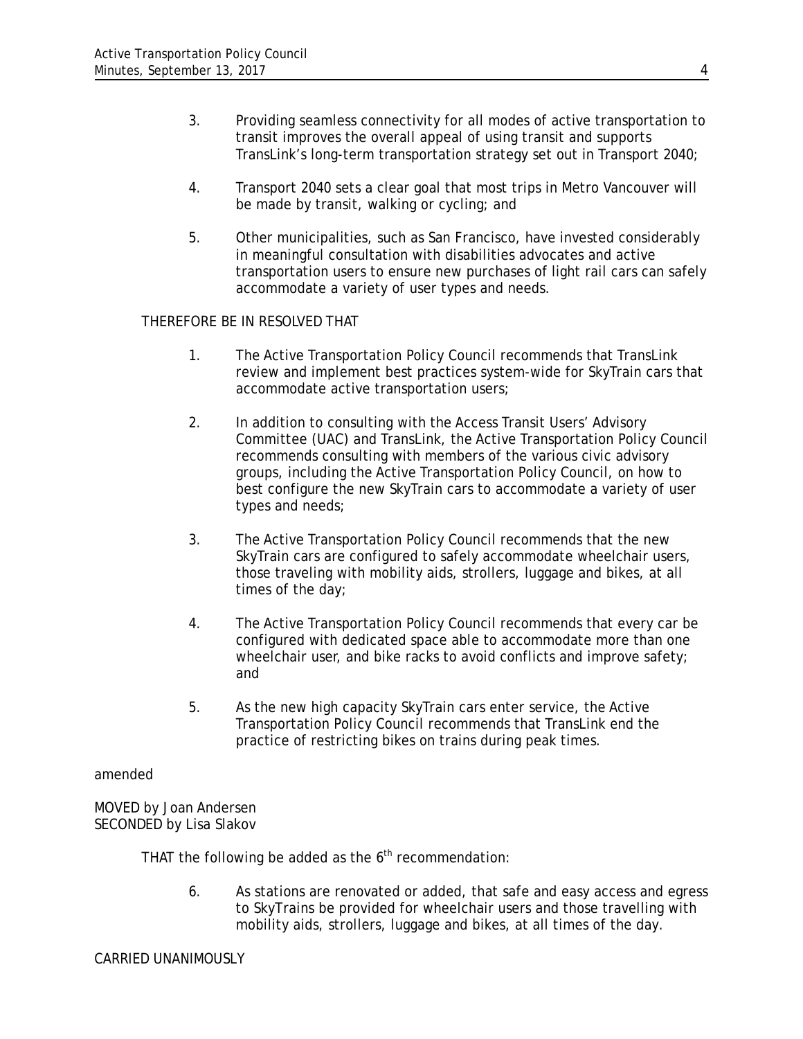3. Providing seamless connectivity for all modes of active transportation to transit improves the overall appeal of using transit and supports TransLink's long-term transportation strategy set out in Transport 2040;

4. Transport 2040 sets a clear goal that most trips in Metro Vancouver will be made by transit, walking or cycling; and

5. Other municipalities, such as San Francisco, have invested considerably in meaningful consultation with disabilities advocates and active transportation users to ensure new purchases of light rail cars can safely accommodate a variety of user types and needs.

THEREFORE BE IN RESOLVED THAT

1. The Active Transportation Policy Council recommends that TransLink review and implement best practices system-wide for SkyTrain cars that accommodate active transportation users;

2. In addition to consulting with the Access Transit Users' Advisory Committee (UAC) and TransLink, the Active Transportation Policy Council recommends consulting with members of the various civic advisory groups, including the Active Transportation Policy Council, on how to best configure the new SkyTrain cars to accommodate a variety of user types and needs;

3. The Active Transportation Policy Council recommends that the new SkyTrain cars are configured to safely accommodate wheelchair users, those traveling with mobility aids, strollers, luggage and bikes, at all times of the day;

4. The Active Transportation Policy Council recommends that every car be configured with dedicated space able to accommodate more than one wheelchair user, and bike racks to avoid conflicts and improve safety; and

5. As the new high capacity SkyTrain cars enter service, the Active Transportation Policy Council recommends that TransLink end the practice of restricting bikes on trains during peak times.

amended

MOVED by Joan Andersen
SECONDED by Lisa Slakov

THAT the following be added as the 6th recommendation:

6. As stations are renovated or added, that safe and easy access and egress to SkyTrains be provided for wheelchair users and those travelling with mobility aids, strollers, luggage and bikes, at all times of the day.

CARRIED UNANIMOUSLY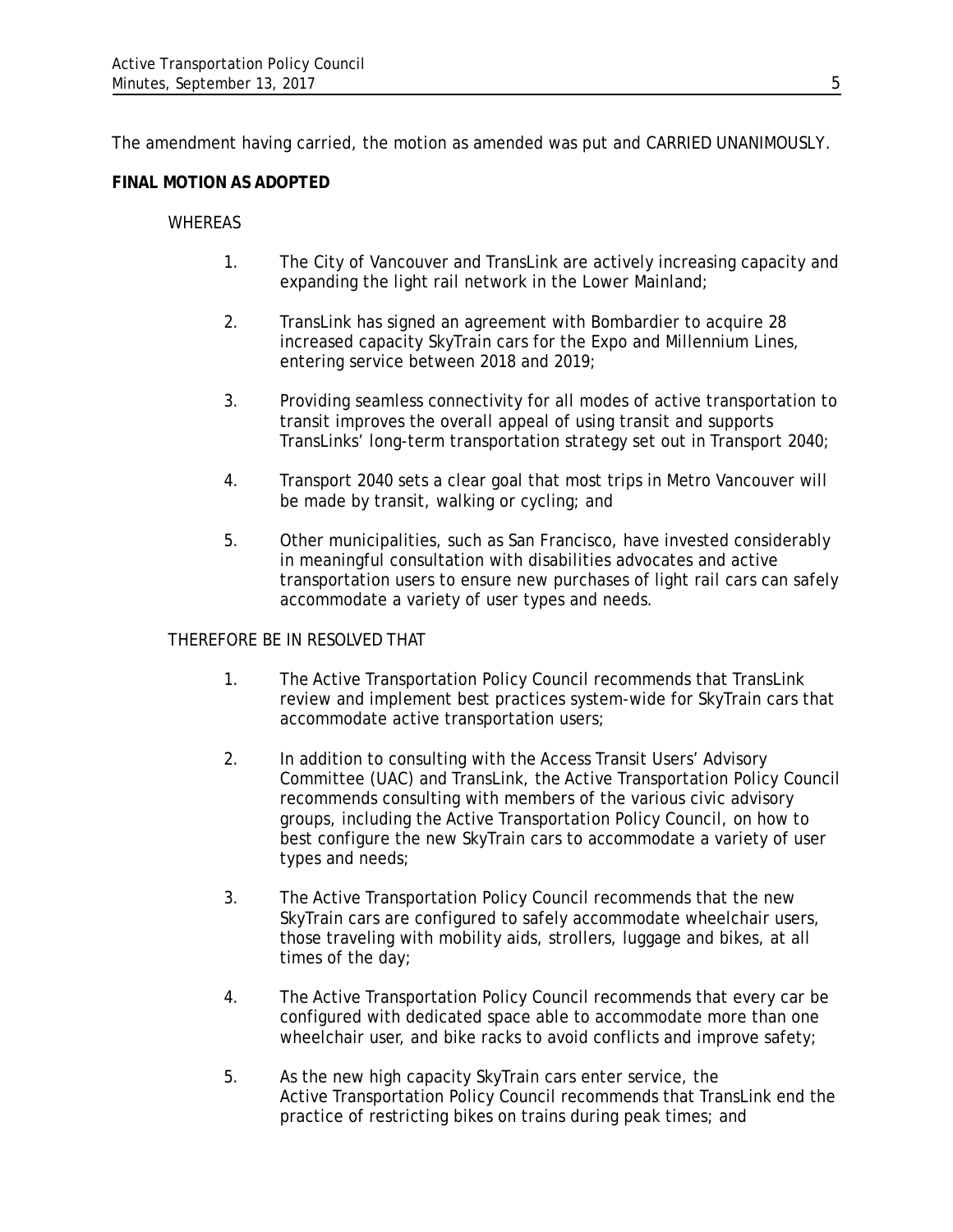The amendment having carried, the motion as amended was put and CARRIED UNANIMOUSLY.

**FINAL MOTION AS ADOPTED**

WHEREAS

1. The City of Vancouver and TransLink are actively increasing capacity and expanding the light rail network in the Lower Mainland;

2. TransLink has signed an agreement with Bombardier to acquire 28 increased capacity SkyTrain cars for the Expo and Millennium Lines, entering service between 2018 and 2019;

3. Providing seamless connectivity for all modes of active transportation to transit improves the overall appeal of using transit and supports TransLinks' long-term transportation strategy set out in Transport 2040;

4. Transport 2040 sets a clear goal that most trips in Metro Vancouver will be made by transit, walking or cycling; and

5. Other municipalities, such as San Francisco, have invested considerably in meaningful consultation with disabilities advocates and active transportation users to ensure new purchases of light rail cars can safely accommodate a variety of user types and needs.

THEREFORE BE IN RESOLVED THAT

1. The Active Transportation Policy Council recommends that TransLink review and implement best practices system-wide for SkyTrain cars that accommodate active transportation users;

2. In addition to consulting with the Access Transit Users' Advisory Committee (UAC) and TransLink, the Active Transportation Policy Council recommends consulting with members of the various civic advisory groups, including the Active Transportation Policy Council, on how to best configure the new SkyTrain cars to accommodate a variety of user types and needs;

3. The Active Transportation Policy Council recommends that the new SkyTrain cars are configured to safely accommodate wheelchair users, those traveling with mobility aids, strollers, luggage and bikes, at all times of the day;

4. The Active Transportation Policy Council recommends that every car be configured with dedicated space able to accommodate more than one wheelchair user, and bike racks to avoid conflicts and improve safety;

5. As the new high capacity SkyTrain cars enter service, the Active Transportation Policy Council recommends that TransLink end the practice of restricting bikes on trains during peak times; and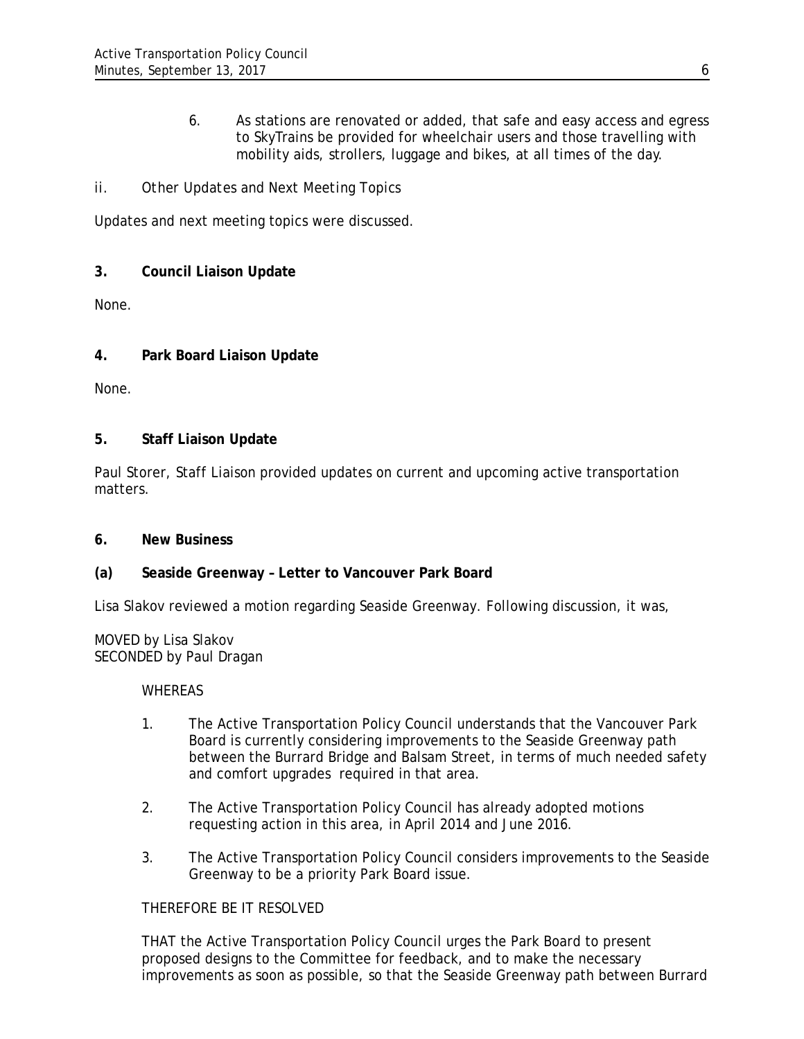6. As stations are renovated or added, that safe and easy access and egress to SkyTrains be provided for wheelchair users and those travelling with mobility aids, strollers, luggage and bikes, at all times of the day.

ii. *Other Updates and Next Meeting Topics*

Updates and next meeting topics were discussed.

**3. Council Liaison Update**

None.

**4. Park Board Liaison Update**

None.

**5. Staff Liaison Update**

Paul Storer, Staff Liaison provided updates on current and upcoming active transportation matters.

**6. New Business**

**(a) Seaside Greenway – Letter to Vancouver Park Board**

Lisa Slakov reviewed a motion regarding Seaside Greenway. Following discussion, it was,

MOVED by Lisa Slakov
SECONDED by Paul Dragan

WHEREAS

1. The Active Transportation Policy Council understands that the Vancouver Park Board is currently considering improvements to the Seaside Greenway path between the Burrard Bridge and Balsam Street, in terms of much needed safety and comfort upgrades required in that area.

2. The Active Transportation Policy Council has already adopted motions requesting action in this area, in April 2014 and June 2016.

3. The Active Transportation Policy Council considers improvements to the Seaside Greenway to be a priority Park Board issue.

THEREFORE BE IT RESOLVED

THAT the Active Transportation Policy Council urges the Park Board to present proposed designs to the Committee for feedback, and to make the necessary improvements as soon as possible, so that the Seaside Greenway path between Burrard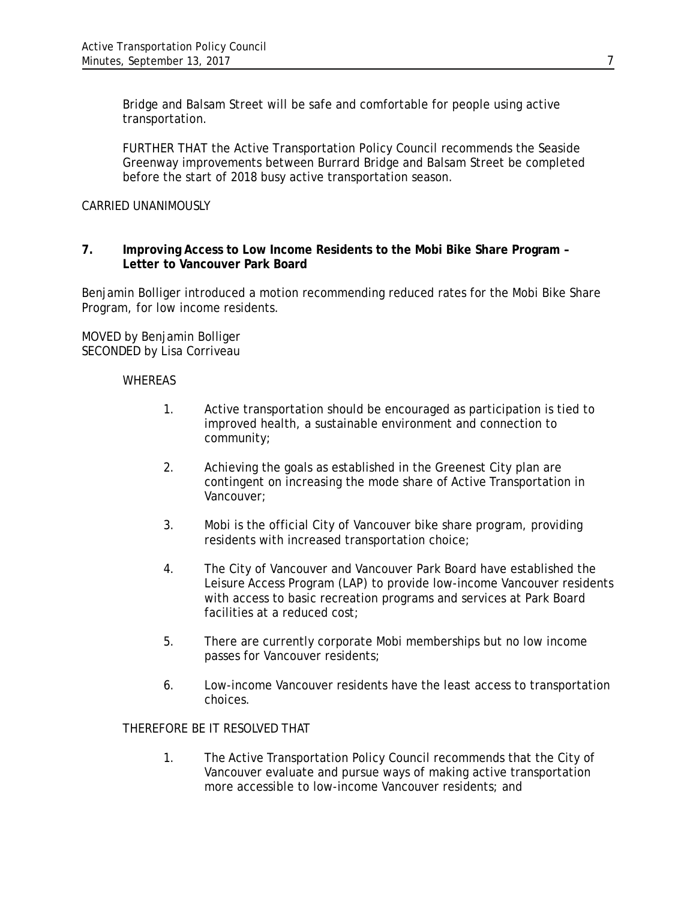Bridge and Balsam Street will be safe and comfortable for people using active transportation.

FURTHER THAT the Active Transportation Policy Council recommends the Seaside Greenway improvements between Burrard Bridge and Balsam Street be completed before the start of 2018 busy active transportation season.

CARRIED UNANIMOUSLY

**7. Improving Access to Low Income Residents to the Mobi Bike Share Program – Letter to Vancouver Park Board**

Benjamin Bolliger introduced a motion recommending reduced rates for the Mobi Bike Share Program, for low income residents.

MOVED by Benjamin Bolliger
SECONDED by Lisa Corriveau

WHEREAS

1. Active transportation should be encouraged as participation is tied to improved health, a sustainable environment and connection to community;

2. Achieving the goals as established in the Greenest City plan are contingent on increasing the mode share of Active Transportation in Vancouver;

3. Mobi is the official City of Vancouver bike share program, providing residents with increased transportation choice;

4. The City of Vancouver and Vancouver Park Board have established the Leisure Access Program (LAP) to provide low-income Vancouver residents with access to basic recreation programs and services at Park Board facilities at a reduced cost;

5. There are currently corporate Mobi memberships but no low income passes for Vancouver residents;

6. Low-income Vancouver residents have the least access to transportation choices.

THEREFORE BE IT RESOLVED THAT

1. The Active Transportation Policy Council recommends that the City of Vancouver evaluate and pursue ways of making active transportation more accessible to low-income Vancouver residents; and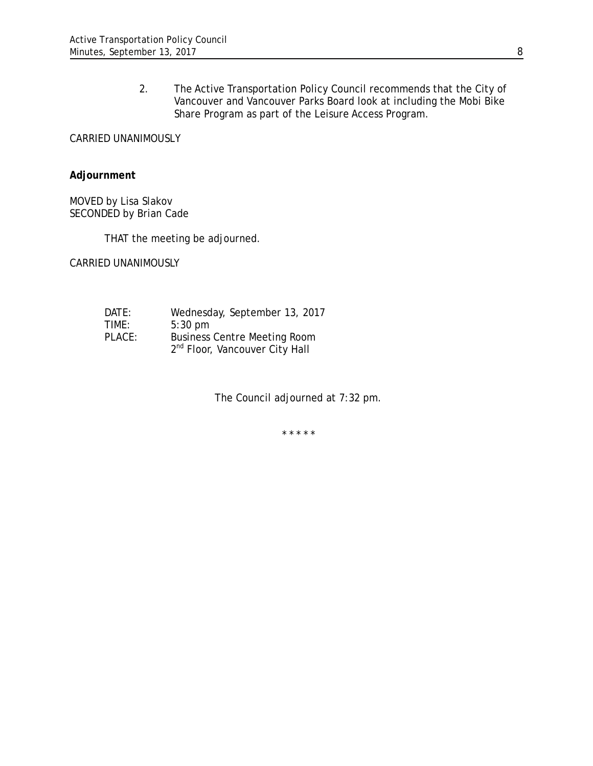2. The Active Transportation Policy Council recommends that the City of Vancouver and Vancouver Parks Board look at including the Mobi Bike Share Program as part of the Leisure Access Program.

CARRIED UNANIMOUSLY

**Adjournment**

MOVED by Lisa Slakov
SECONDED by Brian Cade

THAT the meeting be adjourned.

CARRIED UNANIMOUSLY

| | |
|---|---|
| DATE: | Wednesday, September 13, 2017 |
| TIME: | 5:30 pm |
| PLACE: | Business Centre Meeting Room<br>2nd Floor, Vancouver City Hall |

The Council adjourned at 7:32 pm.

\* \* \* \* \*